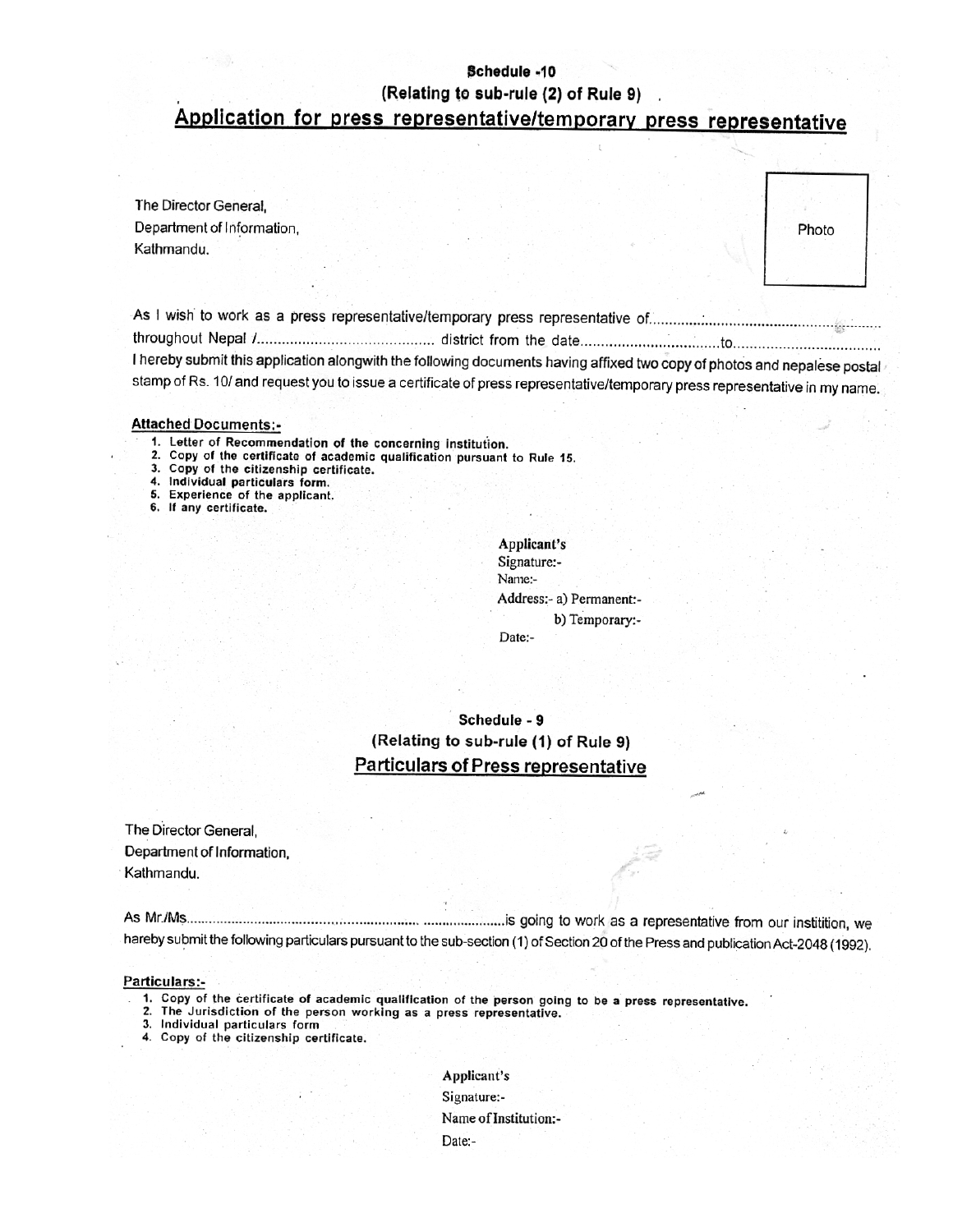**Schedule -10**

**(Relating to sub-rule (2) of Rule 9)**

## Application for press representative/temporary press representative

The Director General,
Department of Information,
Kathmandu.

Photo

As I wish to work as a press representative/temporary press representative of................................................................ throughout Nepal /............................................ district from the date..................................to...................................
I hereby submit this application alongwith the following documents having affixed two copy of photos and nepalese postal stamp of Rs. 10/ and request you to issue a certificate of press representative/temporary press representative in my name.

**Attached Documents:-**

1. Letter of Recommendation of the concerning institution.
2. Copy of the certificate of academic qualification pursuant to Rule 15.
3. Copy of the citizenship certificate.
4. Individual particulars form.
5. Experience of the applicant.
6. If any certificate.

Applicant's
Signature:-
Name:-
Address:- a) Permanent:-
b) Temporary:-
Date:-

**Schedule - 9**

**(Relating to sub-rule (1) of Rule 9)**

## Particulars of Press representative

The Director General,
Department of Information,
Kathmandu.

As Mr./Ms.............................................................. ......................is going to work as a representative from our institition, we hereby submit the following particulars pursuant to the sub-section (1) of Section 20 of the Press and publication Act-2048 (1992).

**Particulars:-**

1. Copy of the certificate of academic qualification of the person going to be a press representative.
2. The Jurisdiction of the person working as a press representative.
3. Individual particulars form
4. Copy of the citizenship certificate.

Applicant's
Signature:-
Name of Institution:-
Date:-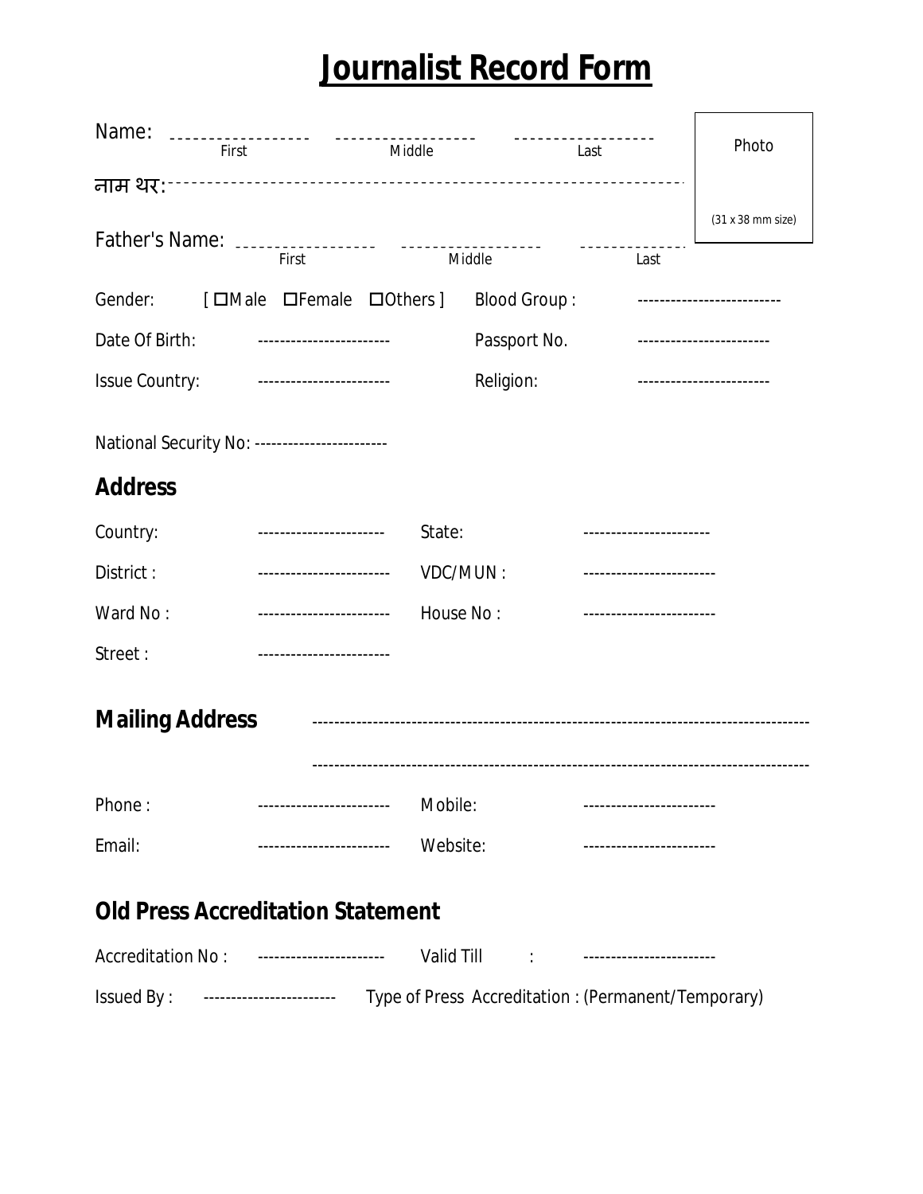# Journalist Record Form

Name: ------------------ ------------------ ------------------
First Middle Last

Photo

(31 x 38 mm size)

नाम थर:------------------------------------------------------------

Father's Name: ------------------ ------------------ ------------------
First Middle Last

Gender: [ ☐Male ☐Female ☐Others ] Blood Group : --------------------------

Date Of Birth: ------------------------ Passport No. ------------------------

Issue Country: ------------------------ Religion: ------------------------

National Security No: ------------------------

## Address

Country: ----------------------- State: -----------------------

District : ------------------------ VDC/MUN : ------------------------

Ward No : ------------------------ House No : ------------------------

Street : ------------------------

## Mailing Address

------------------------------------------------------------------------------------

------------------------------------------------------------------------------------

Phone : ------------------------ Mobile: ------------------------

Email: ------------------------ Website: ------------------------

## Old Press Accreditation Statement

Accreditation No : ----------------------- Valid Till : ------------------------

Issued By : ------------------------ Type of Press Accreditation : (Permanent/Temporary)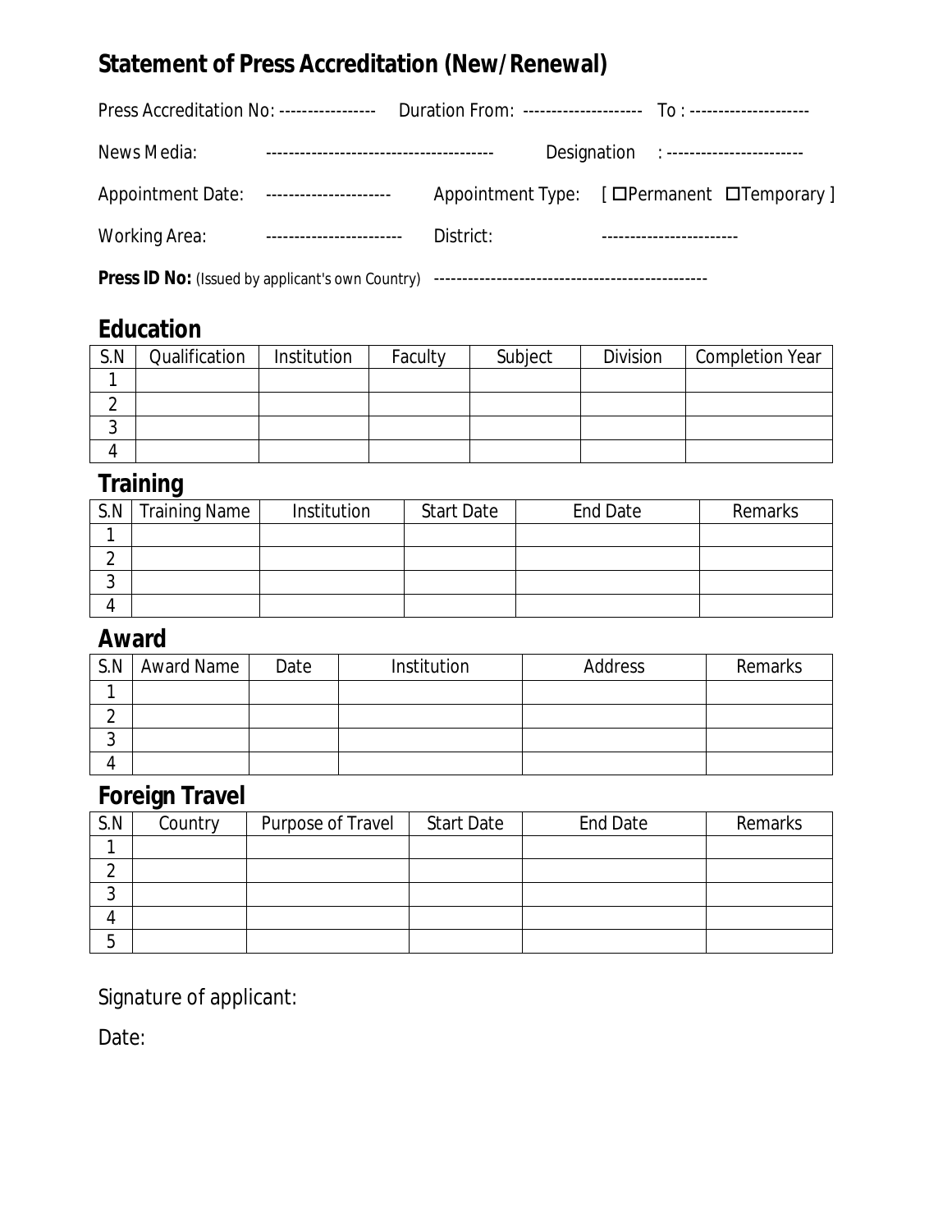# Statement of Press Accreditation (New/Renewal)

Press Accreditation No: ----------------- Duration From: --------------------- To : ---------------------

News Media: --------------------------------------- Designation : ------------------------

Appointment Date: ---------------------- Appointment Type: [ ☐Permanent ☐Temporary ]

Working Area: ------------------------ District: ------------------------

**Press ID No:** (Issued by applicant's own Country) ------------------------------------------------

## Education

| S.N | Qualification | Institution | Faculty | Subject | Division | Completion Year |
|---|---|---|---|---|---|---|
| 1 | | | | | | |
| 2 | | | | | | |
| 3 | | | | | | |
| 4 | | | | | | |

## Training

| S.N | Training Name | Institution | Start Date | End Date | Remarks |
|---|---|---|---|---|---|
| 1 | | | | | |
| 2 | | | | | |
| 3 | | | | | |
| 4 | | | | | |

## Award

| S.N | Award Name | Date | Institution | Address | Remarks |
|---|---|---|---|---|---|
| 1 | | | | | |
| 2 | | | | | |
| 3 | | | | | |
| 4 | | | | | |

## Foreign Travel

| S.N | Country | Purpose of Travel | Start Date | End Date | Remarks |
|---|---|---|---|---|---|
| 1 | | | | | |
| 2 | | | | | |
| 3 | | | | | |
| 4 | | | | | |
| 5 | | | | | |

Signature of applicant:

Date: